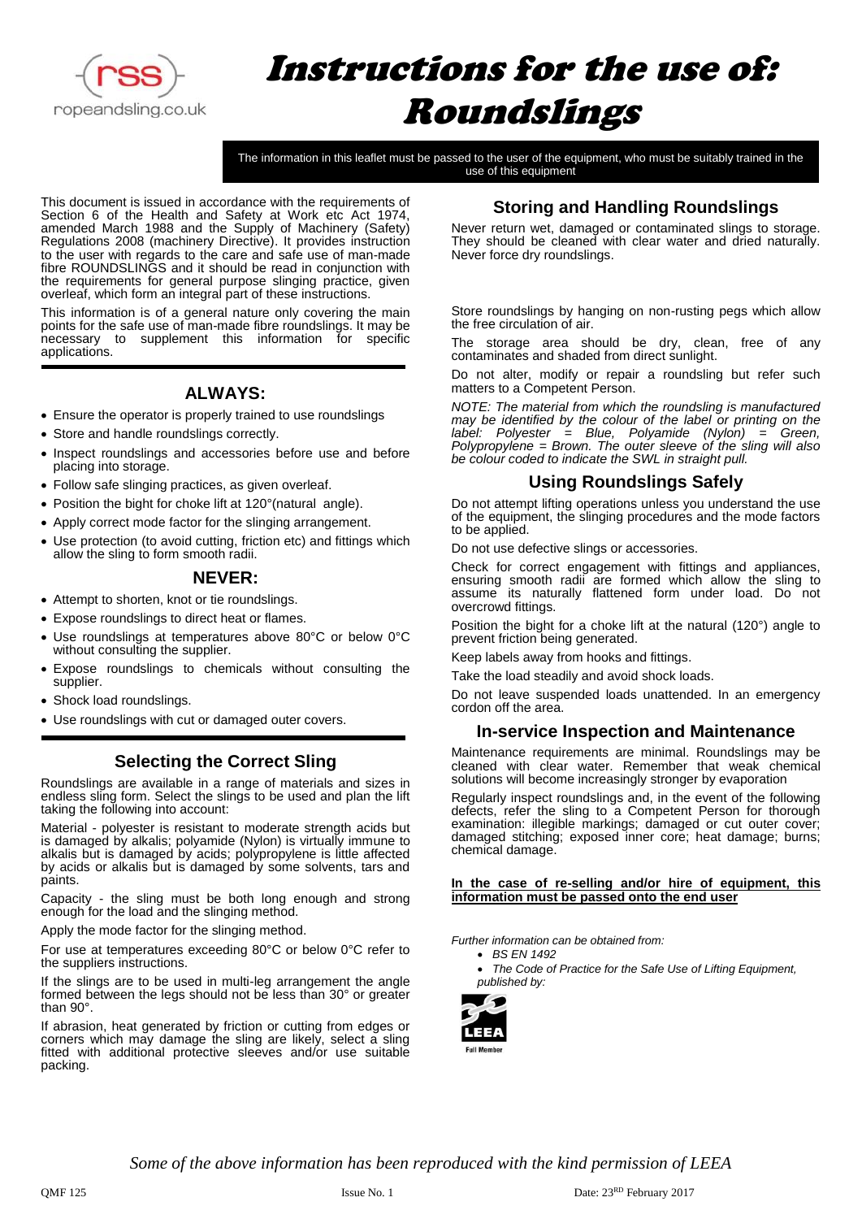# Instructions for the use of: Roundslings

The information in this leaflet must be passed to the user of the equipment, who must be suitably trained in the use of this equipment

This document is issued in accordance with the requirements of Section 6 of the Health and Safety at Work etc Act 1974, amended March 1988 and the Supply of Machinery (Safety) Regulations 2008 (machinery Directive). It provides instruction to the user with regards to the care and safe use of man-made fibre ROUNDSLINGS and it should be read in conjunction with the requirements for general purpose slinging practice, given overleaf, which form an integral part of these instructions.

This information is of a general nature only covering the main points for the safe use of man-made fibre roundslings. It may be necessary to supplement this information for specific applications.

## ALWAYS:

- Ensure the operator is properly trained to use roundslings
- Store and handle roundslings correctly.
- Inspect roundslings and accessories before use and before placing into storage.
- Follow safe slinging practices, as given overleaf.
- Position the bight for choke lift at 120°(natural angle).
- Apply correct mode factor for the slinging arrangement.
- Use protection (to avoid cutting, friction etc) and fittings which allow the sling to form smooth radii.

## NEVER:

- Attempt to shorten, knot or tie roundslings.
- Expose roundslings to direct heat or flames.
- Use roundslings at temperatures above 80°C or below 0°C without consulting the supplier.
- Expose roundslings to chemicals without consulting the supplier.
- Shock load roundslings.
- Use roundslings with cut or damaged outer covers.

## Selecting the Correct Sling

Roundslings are available in a range of materials and sizes in endless sling form. Select the slings to be used and plan the lift taking the following into account:

Material - polyester is resistant to moderate strength acids but is damaged by alkalis; polyamide (Nylon) is virtually immune to alkalis but is damaged by acids; polypropylene is little affected by acids or alkalis but is damaged by some solvents, tars and paints.

Capacity - the sling must be both long enough and strong enough for the load and the slinging method.

Apply the mode factor for the slinging method.

For use at temperatures exceeding 80°C or below 0°C refer to the suppliers instructions.

If the slings are to be used in multi-leg arrangement the angle formed between the legs should not be less than 30° or greater than 90°.

If abrasion, heat generated by friction or cutting from edges or corners which may damage the sling are likely, select a sling fitted with additional protective sleeves and/or use suitable packing.

## Storing and Handling Roundslings

Never return wet, damaged or contaminated slings to storage. They should be cleaned with clear water and dried naturally. Never force dry roundslings.

Store roundslings by hanging on non-rusting pegs which allow the free circulation of air.

The storage area should be dry, clean, free of any contaminates and shaded from direct sunlight.

Do not alter, modify or repair a roundsling but refer such matters to a Competent Person.

*NOTE: The material from which the roundsling is manufactured may be identified by the colour of the label or printing on the label: Polyester = Blue, Polyamide (Nylon) = Green, Polypropylene = Brown. The outer sleeve of the sling will also be colour coded to indicate the SWL in straight pull.*

## Using Roundslings Safely

Do not attempt lifting operations unless you understand the use of the equipment, the slinging procedures and the mode factors to be applied.

Do not use defective slings or accessories.

Check for correct engagement with fittings and appliances, ensuring smooth radii are formed which allow the sling to assume its naturally flattened form under load. Do not overcrowd fittings.

Position the bight for a choke lift at the natural (120°) angle to prevent friction being generated.

Keep labels away from hooks and fittings.

Take the load steadily and avoid shock loads.

Do not leave suspended loads unattended. In an emergency cordon off the area.

## In-service Inspection and Maintenance

Maintenance requirements are minimal. Roundslings may be cleaned with clear water. Remember that weak chemical solutions will become increasingly stronger by evaporation

Regularly inspect roundslings and, in the event of the following defects, refer the sling to a Competent Person for thorough examination: illegible markings; damaged or cut outer cover; damaged stitching; exposed inner core; heat damage; burns; chemical damage.

**In the case of re-selling and/or hire of equipment, this information must be passed onto the end user**

*Further information can be obtained from:*

- *BS EN 1492*
- *The Code of Practice for the Safe Use of Lifting Equipment, published by:*

LEEA Full Member

*Some of the above information has been reproduced with the kind permission of LEEA*

QMF 125 | Issue No. 1 | Date: 23RD February 2017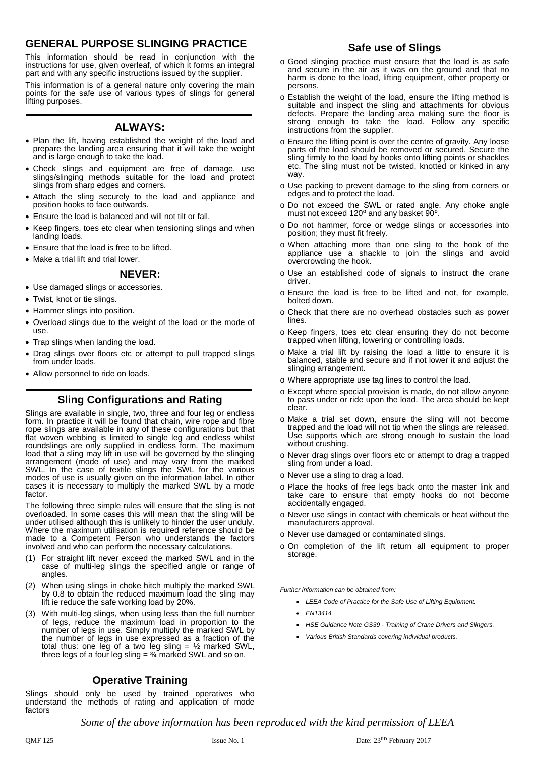## GENERAL PURPOSE SLINGING PRACTICE

This information should be read in conjunction with the instructions for use, given overleaf, of which it forms an integral part and with any specific instructions issued by the supplier.

This information is of a general nature only covering the main points for the safe use of various types of slings for general lifting purposes.

### ALWAYS:

- Plan the lift, having established the weight of the load and prepare the landing area ensuring that it will take the weight and is large enough to take the load.
- Check slings and equipment are free of damage, use slings/slinging methods suitable for the load and protect slings from sharp edges and corners.
- Attach the sling securely to the load and appliance and position hooks to face outwards.
- Ensure the load is balanced and will not tilt or fall.
- Keep fingers, toes etc clear when tensioning slings and when landing loads.
- Ensure that the load is free to be lifted.
- Make a trial lift and trial lower.

### NEVER:

- Use damaged slings or accessories.
- Twist, knot or tie slings.
- Hammer slings into position.
- Overload slings due to the weight of the load or the mode of use.
- Trap slings when landing the load.
- Drag slings over floors etc or attempt to pull trapped slings from under loads.
- Allow personnel to ride on loads.

### Sling Configurations and Rating

Slings are available in single, two, three and four leg or endless form. In practice it will be found that chain, wire rope and fibre rope slings are available in any of these configurations but that flat woven webbing is limited to single leg and endless whilst roundslings are only supplied in endless form. The maximum load that a sling may lift in use will be governed by the slinging arrangement (mode of use) and may vary from the marked SWL. In the case of textile slings the SWL for the various modes of use is usually given on the information label. In other cases it is necessary to multiply the marked SWL by a mode factor.

The following three simple rules will ensure that the sling is not overloaded. In some cases this will mean that the sling will be under utilised although this is unlikely to hinder the user unduly. Where the maximum utilisation is required reference should be made to a Competent Person who understands the factors involved and who can perform the necessary calculations.

(1) For straight lift never exceed the marked SWL and in the case of multi-leg slings the specified angle or range of angles.

(2) When using slings in choke hitch multiply the marked SWL by 0.8 to obtain the reduced maximum load the sling may lift ie reduce the safe working load by 20%.

(3) With multi-leg slings, when using less than the full number of legs, reduce the maximum load in proportion to the number of legs in use. Simply multiply the marked SWL by the number of legs in use expressed as a fraction of the total thus: one leg of a two leg sling = ½ marked SWL, three legs of a four leg sling = ¾ marked SWL and so on.

### Operative Training

Slings should only be used by trained operatives who understand the methods of rating and application of mode factors

### Safe use of Slings

- Good slinging practice must ensure that the load is as safe and secure in the air as it was on the ground and that no harm is done to the load, lifting equipment, other property or persons.
- Establish the weight of the load, ensure the lifting method is suitable and inspect the sling and attachments for obvious defects. Prepare the landing area making sure the floor is strong enough to take the load. Follow any specific instructions from the supplier.
- Ensure the lifting point is over the centre of gravity. Any loose parts of the load should be removed or secured. Secure the sling firmly to the load by hooks onto lifting points or shackles etc. The sling must not be twisted, knotted or kinked in any way.
- Use packing to prevent damage to the sling from corners or edges and to protect the load.
- Do not exceed the SWL or rated angle. Any choke angle must not exceed 120º and any basket 90º.
- Do not hammer, force or wedge slings or accessories into position; they must fit freely.
- When attaching more than one sling to the hook of the appliance use a shackle to join the slings and avoid overcrowding the hook.
- Use an established code of signals to instruct the crane driver.
- Ensure the load is free to be lifted and not, for example, bolted down.
- Check that there are no overhead obstacles such as power lines.
- Keep fingers, toes etc clear ensuring they do not become trapped when lifting, lowering or controlling loads.
- Make a trial lift by raising the load a little to ensure it is balanced, stable and secure and if not lower it and adjust the slinging arrangement.
- Where appropriate use tag lines to control the load.
- Except where special provision is made, do not allow anyone to pass under or ride upon the load. The area should be kept clear.
- Make a trial set down, ensure the sling will not become trapped and the load will not tip when the slings are released. Use supports which are strong enough to sustain the load without crushing.
- Never drag slings over floors etc or attempt to drag a trapped sling from under a load.
- Never use a sling to drag a load.
- Place the hooks of free legs back onto the master link and take care to ensure that empty hooks do not become accidentally engaged.
- Never use slings in contact with chemicals or heat without the manufacturers approval.
- Never use damaged or contaminated slings.
- On completion of the lift return all equipment to proper storage.

*Further information can be obtained from:*

- *LEEA Code of Practice for the Safe Use of Lifting Equipment.*
- *EN13414*
- *HSE Guidance Note GS39 - Training of Crane Drivers and Slingers.*
- *Various British Standards covering individual products.*

*Some of the above information has been reproduced with the kind permission of LEEA*

QMF 125 Issue No. 1 Date: 23RD February 2017